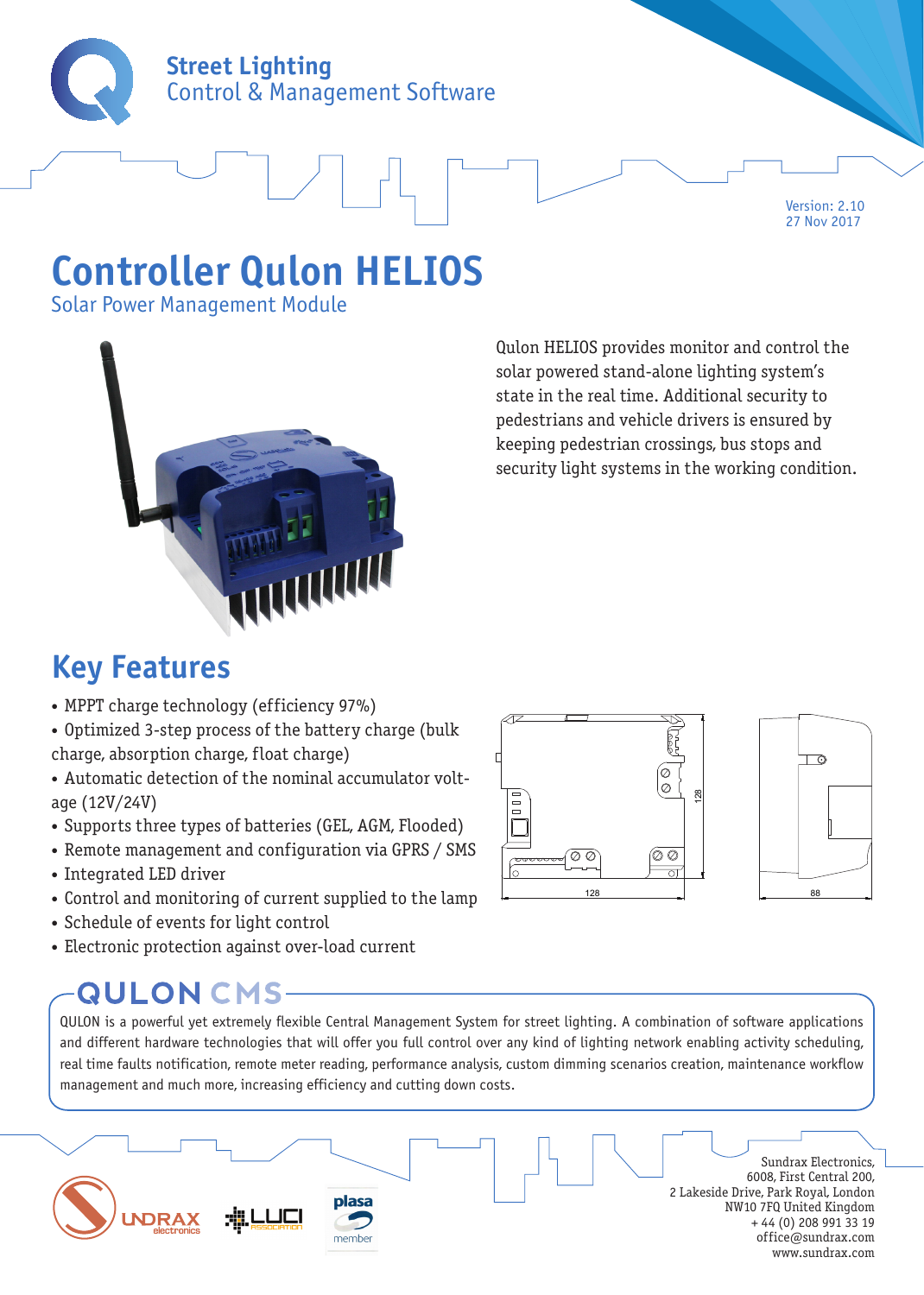Street Lighting
Control & Management Software

Version: 2.10
27 Nov 2017

# Controller Qulon HELIOS

Solar Power Management Module

Qulon HELIOS provides monitor and control the solar powered stand-alone lighting system's state in the real time. Additional security to pedestrians and vehicle drivers is ensured by keeping pedestrian crossings, bus stops and security light systems in the working condition.

## Key Features

- MPPT charge technology (efficiency 97%)
- Optimized 3-step process of the battery charge (bulk charge, absorption charge, float charge)
- Automatic detection of the nominal accumulator voltage (12V/24V)
- Supports three types of batteries (GEL, AGM, Flooded)
- Remote management and configuration via GPRS / SMS
- Integrated LED driver
- Control and monitoring of current supplied to the lamp
- Schedule of events for light control
- Electronic protection against over-load current

128 128 88

## QULON CMS

QULON is a powerful yet extremely flexible Central Management System for street lighting. A combination of software applications and different hardware technologies that will offer you full control over any kind of lighting network enabling activity scheduling, real time faults notification, remote meter reading, performance analysis, custom dimming scenarios creation, maintenance workflow management and much more, increasing efficiency and cutting down costs.

Sundrax Electronics,
6008, First Central 200,
2 Lakeside Drive, Park Royal, London
NW10 7FQ United Kingdom
+ 44 (0) 208 991 33 19
office@sundrax.com
www.sundrax.com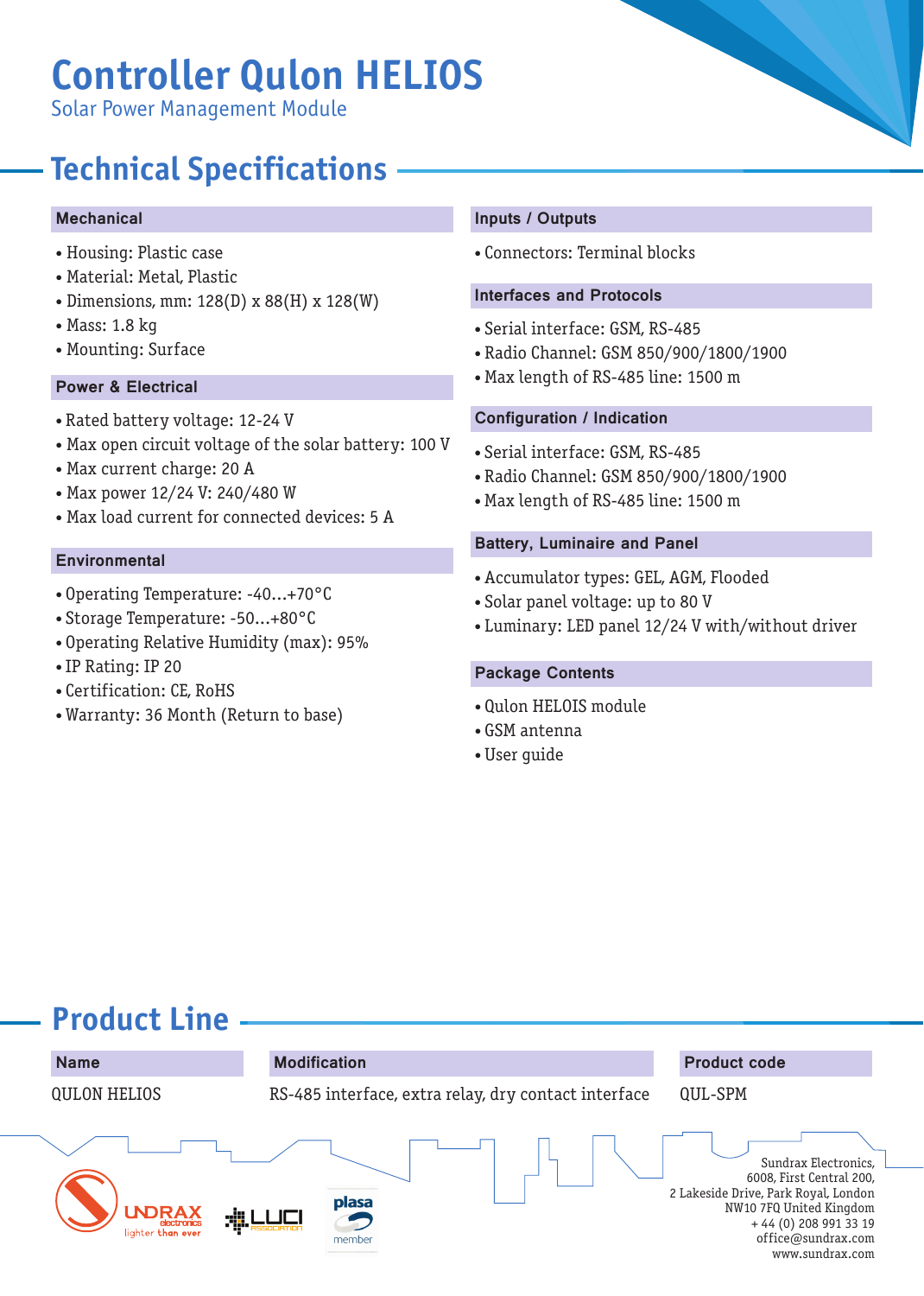# Controller Qulon HELIOS

Solar Power Management Module

## Technical Specifications

### Mechanical

- Housing: Plastic case
- Material: Metal, Plastic
- Dimensions, mm: 128(D) x 88(H) x 128(W)
- Mass: 1.8 kg
- Mounting: Surface

### Power & Electrical

- Rated battery voltage: 12-24 V
- Max open circuit voltage of the solar battery: 100 V
- Max current charge: 20 A
- Max power 12/24 V: 240/480 W
- Max load current for connected devices: 5 A

### Environmental

- Operating Temperature: -40...+70°C
- Storage Temperature: -50...+80°C
- Operating Relative Humidity (max): 95%
- IP Rating: IP 20
- Certification: CE, RoHS
- Warranty: 36 Month (Return to base)

### Inputs / Outputs

- Connectors: Terminal blocks

### Interfaces and Protocols

- Serial interface: GSM, RS-485
- Radio Channel: GSM 850/900/1800/1900
- Max length of RS-485 line: 1500 m

### Configuration / Indication

- Serial interface: GSM, RS-485
- Radio Channel: GSM 850/900/1800/1900
- Max length of RS-485 line: 1500 m

### Battery, Luminaire and Panel

- Accumulator types: GEL, AGM, Flooded
- Solar panel voltage: up to 80 V
- Luminary: LED panel 12/24 V with/without driver

### Package Contents

- Qulon HELOIS module
- GSM antenna
- User guide

## Product Line

| Name | Modification | Product code |
| --- | --- | --- |
| QULON HELIOS | RS-485 interface, extra relay, dry contact interface | QUL-SPM |

Sundrax Electronics,
6008, First Central 200,
2 Lakeside Drive, Park Royal, London
NW10 7FQ United Kingdom
+ 44 (0) 208 991 33 19
office@sundrax.com
www.sundrax.com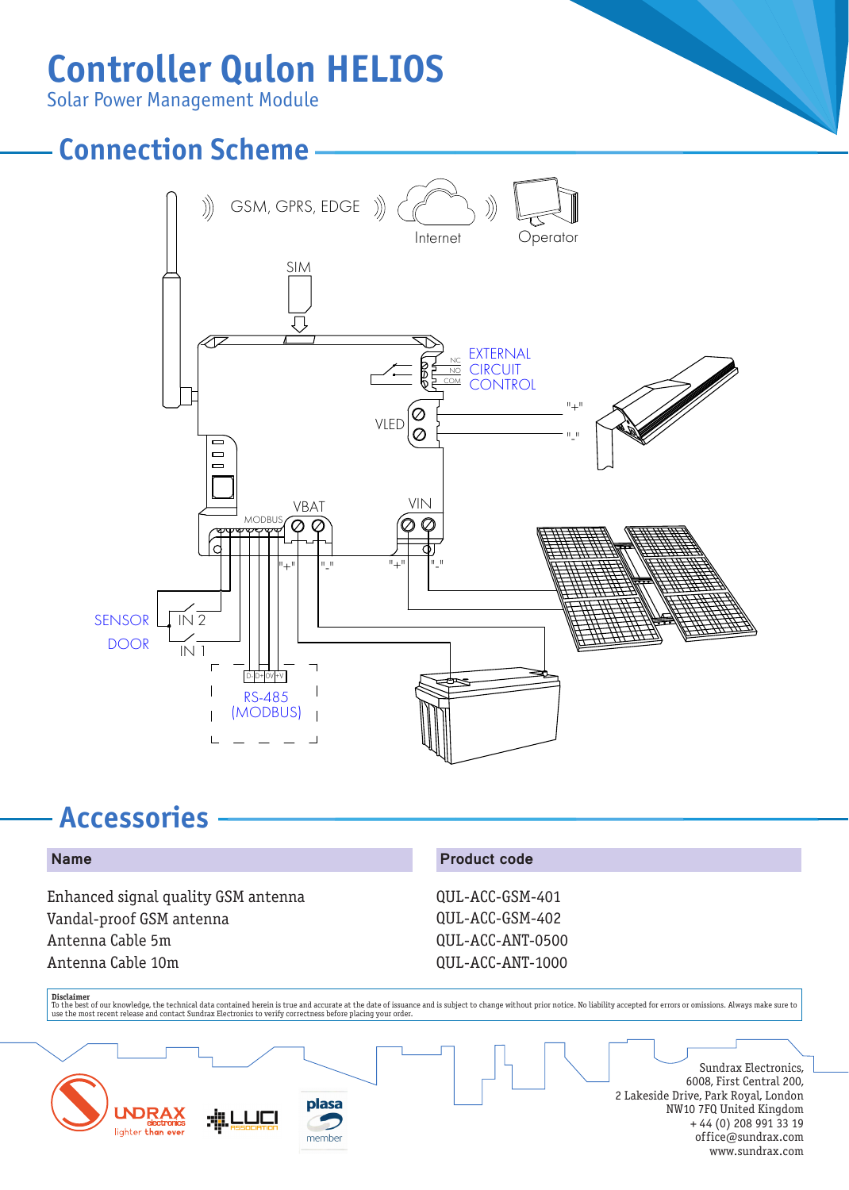# Controller Qulon HELIOS

Solar Power Management Module

## Connection Scheme

GSM, GPRS, EDGE

Internet

Operator

SIM

NC
NO
COM

EXTERNAL CIRCUIT CONTROL

VLED

"+"
"-"

MODBUS

VBAT

VIN

"+" "-" "+" "-"

SENSOR

DOOR

IN 2

IN 1

D- D+ 0V +V

RS-485 (MODBUS)

## Accessories

| Name | Product code |
|---|---|
| Enhanced signal quality GSM antenna | QUL-ACC-GSM-401 |
| Vandal-proof GSM antenna | QUL-ACC-GSM-402 |
| Antenna Cable 5m | QUL-ACC-ANT-0500 |
| Antenna Cable 10m | QUL-ACC-ANT-1000 |

**Disclaimer**
To the best of our knowledge, the technical data contained herein is true and accurate at the date of issuance and is subject to change without prior notice. No liability accepted for errors or omissions. Always make sure to use the most recent release and contact Sundrax Electronics to verify correctness before placing your order.

Sundrax Electronics,
6008, First Central 200,
2 Lakeside Drive, Park Royal, London
NW10 7FQ United Kingdom
+ 44 (0) 208 991 33 19
office@sundrax.com
www.sundrax.com